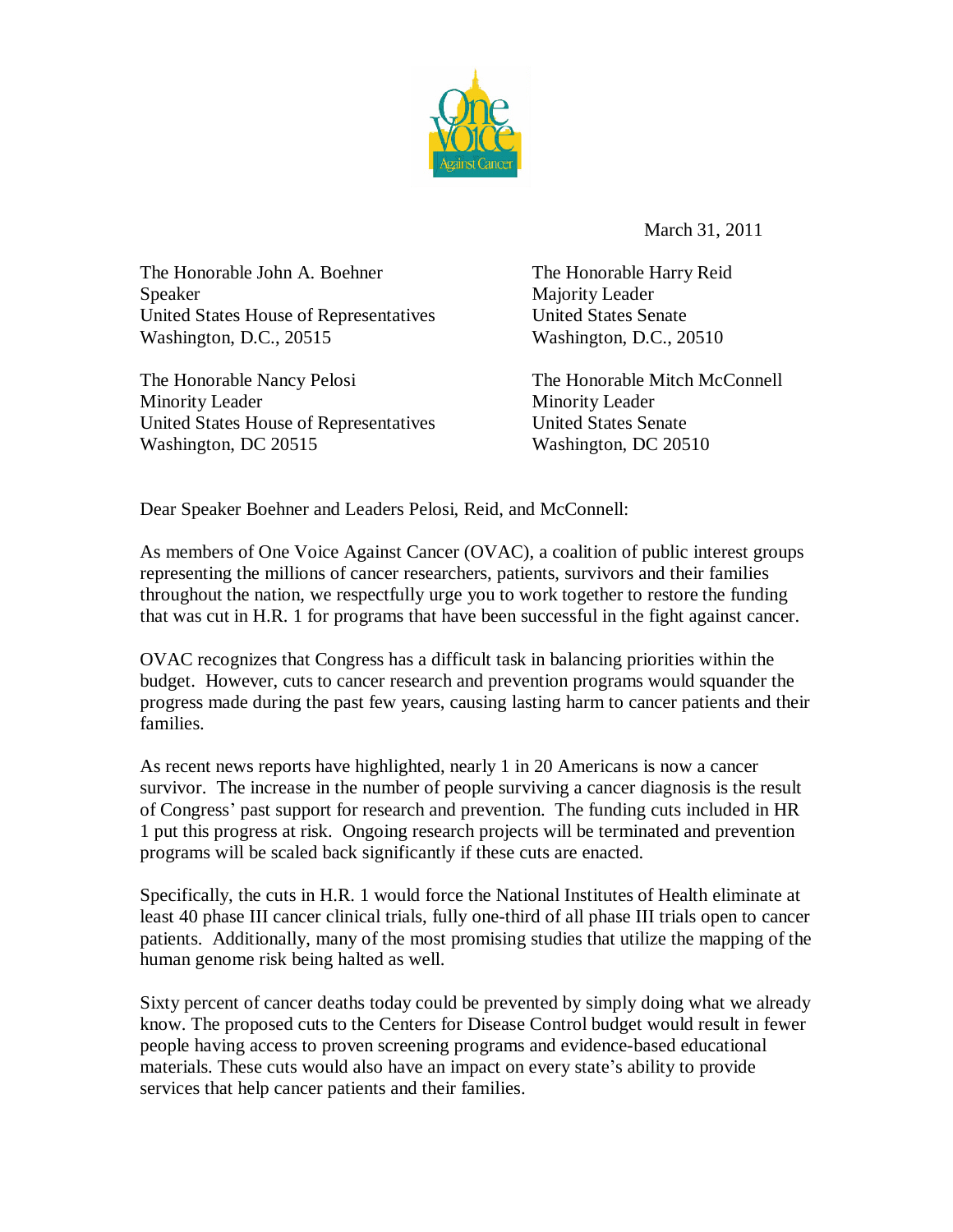March 31, 2011

The Honorable John A. Boehner
Speaker
United States House of Representatives
Washington, D.C., 20515

The Honorable Harry Reid
Majority Leader
United States Senate
Washington, D.C., 20510

The Honorable Nancy Pelosi
Minority Leader
United States House of Representatives
Washington, DC 20515

The Honorable Mitch McConnell
Minority Leader
United States Senate
Washington, DC 20510

Dear Speaker Boehner and Leaders Pelosi, Reid, and McConnell:

As members of One Voice Against Cancer (OVAC), a coalition of public interest groups representing the millions of cancer researchers, patients, survivors and their families throughout the nation, we respectfully urge you to work together to restore the funding that was cut in H.R. 1 for programs that have been successful in the fight against cancer.

OVAC recognizes that Congress has a difficult task in balancing priorities within the budget. However, cuts to cancer research and prevention programs would squander the progress made during the past few years, causing lasting harm to cancer patients and their families.

As recent news reports have highlighted, nearly 1 in 20 Americans is now a cancer survivor. The increase in the number of people surviving a cancer diagnosis is the result of Congress' past support for research and prevention. The funding cuts included in HR 1 put this progress at risk. Ongoing research projects will be terminated and prevention programs will be scaled back significantly if these cuts are enacted.

Specifically, the cuts in H.R. 1 would force the National Institutes of Health eliminate at least 40 phase III cancer clinical trials, fully one-third of all phase III trials open to cancer patients. Additionally, many of the most promising studies that utilize the mapping of the human genome risk being halted as well.

Sixty percent of cancer deaths today could be prevented by simply doing what we already know. The proposed cuts to the Centers for Disease Control budget would result in fewer people having access to proven screening programs and evidence-based educational materials. These cuts would also have an impact on every state's ability to provide services that help cancer patients and their families.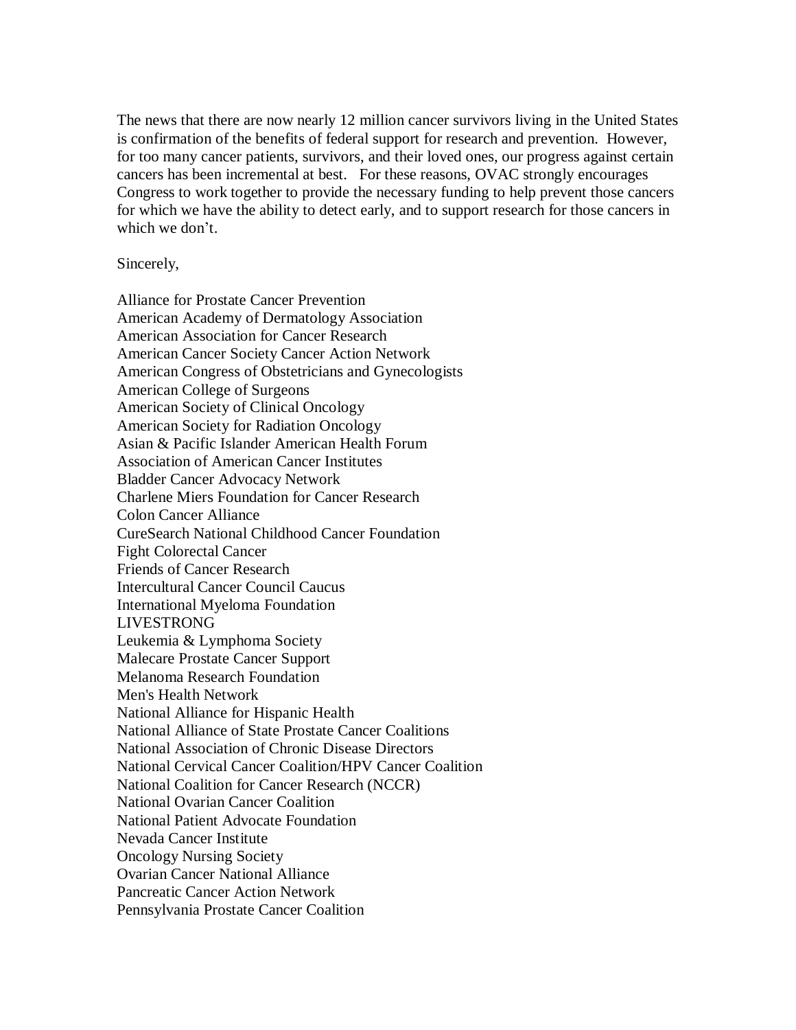The news that there are now nearly 12 million cancer survivors living in the United States is confirmation of the benefits of federal support for research and prevention. However, for too many cancer patients, survivors, and their loved ones, our progress against certain cancers has been incremental at best. For these reasons, OVAC strongly encourages Congress to work together to provide the necessary funding to help prevent those cancers for which we have the ability to detect early, and to support research for those cancers in which we don't.

Sincerely,

Alliance for Prostate Cancer Prevention
American Academy of Dermatology Association
American Association for Cancer Research
American Cancer Society Cancer Action Network
American Congress of Obstetricians and Gynecologists
American College of Surgeons
American Society of Clinical Oncology
American Society for Radiation Oncology
Asian & Pacific Islander American Health Forum
Association of American Cancer Institutes
Bladder Cancer Advocacy Network
Charlene Miers Foundation for Cancer Research
Colon Cancer Alliance
CureSearch National Childhood Cancer Foundation
Fight Colorectal Cancer
Friends of Cancer Research
Intercultural Cancer Council Caucus
International Myeloma Foundation
LIVESTRONG
Leukemia & Lymphoma Society
Malecare Prostate Cancer Support
Melanoma Research Foundation
Men's Health Network
National Alliance for Hispanic Health
National Alliance of State Prostate Cancer Coalitions
National Association of Chronic Disease Directors
National Cervical Cancer Coalition/HPV Cancer Coalition
National Coalition for Cancer Research (NCCR)
National Ovarian Cancer Coalition
National Patient Advocate Foundation
Nevada Cancer Institute
Oncology Nursing Society
Ovarian Cancer National Alliance
Pancreatic Cancer Action Network
Pennsylvania Prostate Cancer Coalition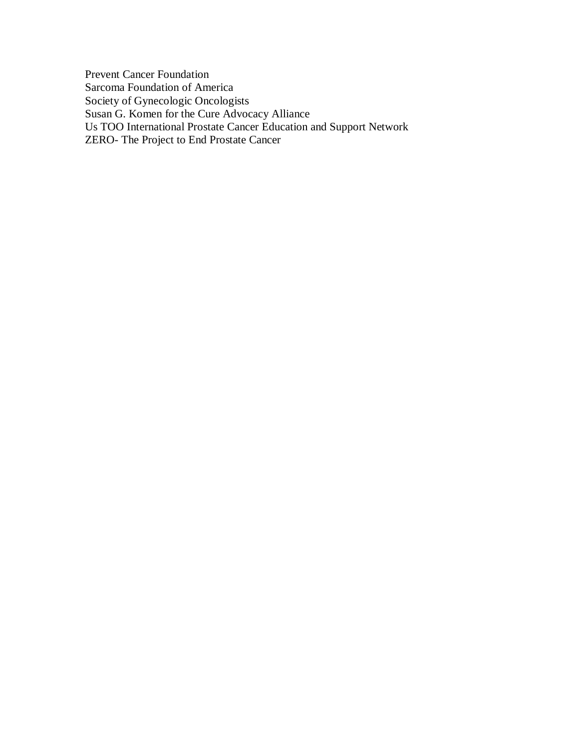Prevent Cancer Foundation
Sarcoma Foundation of America
Society of Gynecologic Oncologists
Susan G. Komen for the Cure Advocacy Alliance
Us TOO International Prostate Cancer Education and Support Network
ZERO- The Project to End Prostate Cancer